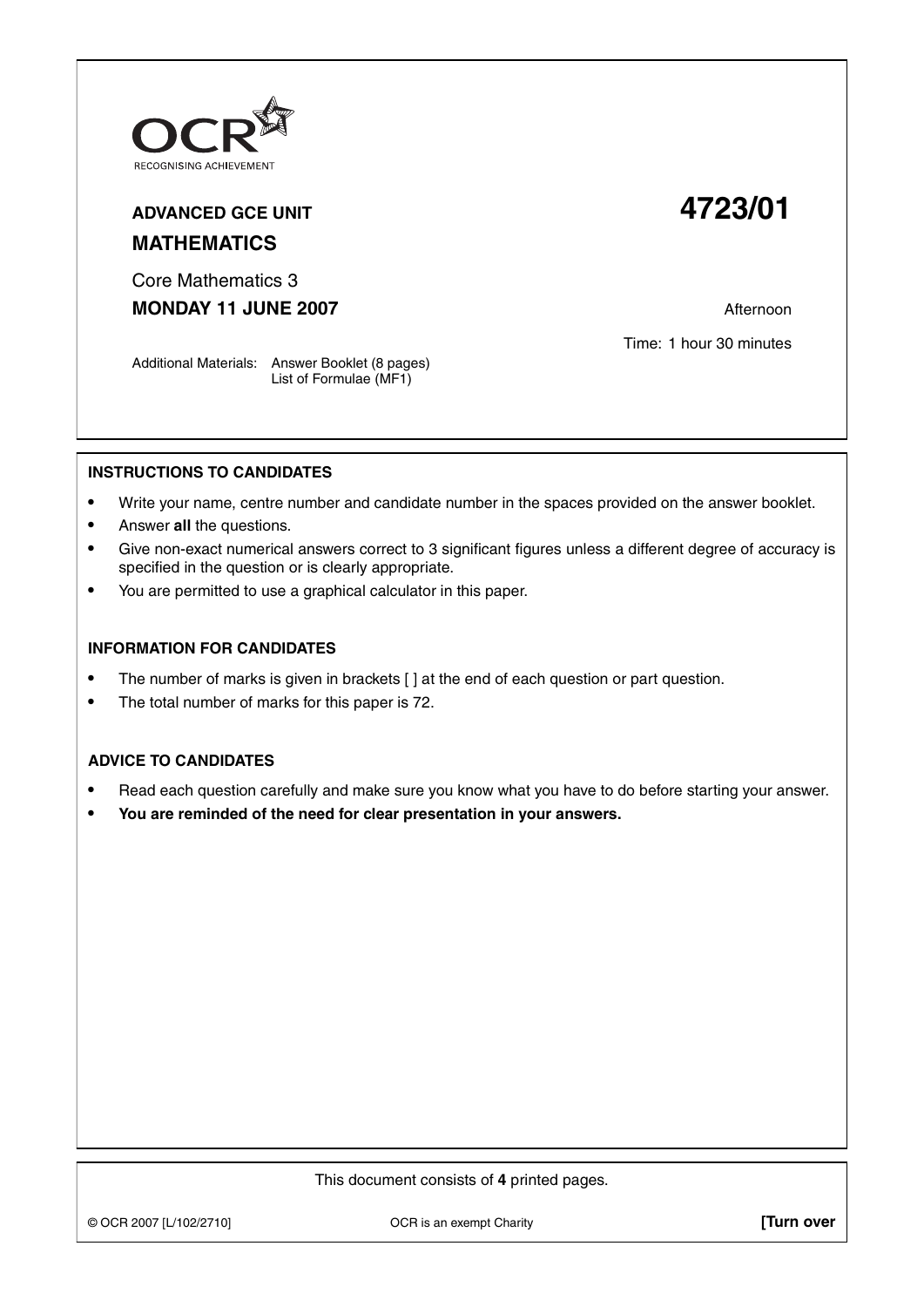OCR
RECOGNISING ACHIEVEMENT

**ADVANCED GCE UNIT** **4723/01**

**MATHEMATICS**

Core Mathematics 3

**MONDAY 11 JUNE 2007**

Afternoon

Time: 1 hour 30 minutes

Additional Materials: Answer Booklet (8 pages)
List of Formulae (MF1)

**INSTRUCTIONS TO CANDIDATES**

- Write your name, centre number and candidate number in the spaces provided on the answer booklet.
- Answer **all** the questions.
- Give non-exact numerical answers correct to 3 significant figures unless a different degree of accuracy is specified in the question or is clearly appropriate.
- You are permitted to use a graphical calculator in this paper.

**INFORMATION FOR CANDIDATES**

- The number of marks is given in brackets [ ] at the end of each question or part question.
- The total number of marks for this paper is 72.

**ADVICE TO CANDIDATES**

- Read each question carefully and make sure you know what you have to do before starting your answer.
- **You are reminded of the need for clear presentation in your answers.**

This document consists of **4** printed pages.

© OCR 2007 [L/102/2710] OCR is an exempt Charity **[Turn over**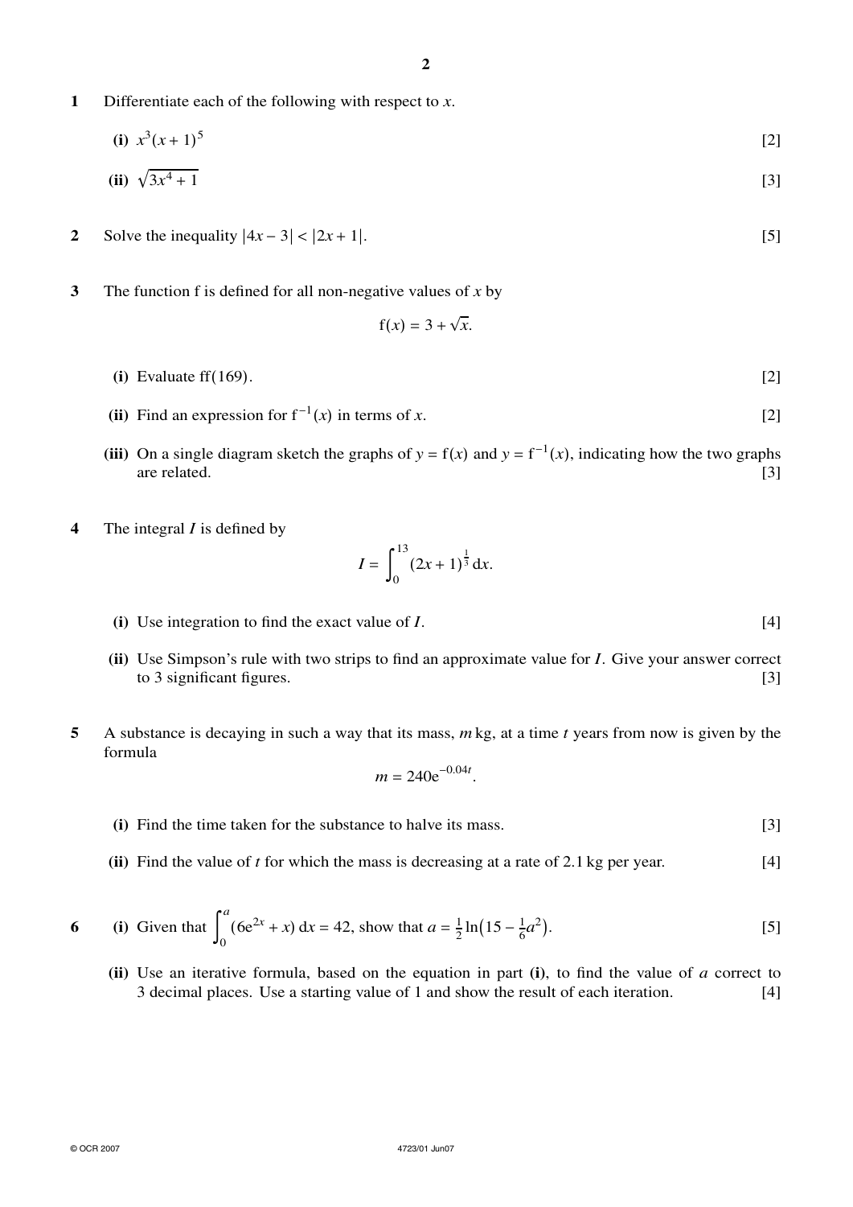**1** Differentiate each of the following with respect to $x$.

**(i)** $x^3(x+1)^5$ [2]

**(ii)** $\sqrt{3x^4+1}$ [3]

**2** Solve the inequality $|4x-3| < |2x+1|$. [5]

**3** The function f is defined for all non-negative values of $x$ by

$$\mathrm{f}(x) = 3 + \sqrt{x}.$$

**(i)** Evaluate $\mathrm{ff}(169)$. [2]

**(ii)** Find an expression for $\mathrm{f}^{-1}(x)$ in terms of $x$. [2]

**(iii)** On a single diagram sketch the graphs of $y = \mathrm{f}(x)$ and $y = \mathrm{f}^{-1}(x)$, indicating how the two graphs are related. [3]

**4** The integral $I$ is defined by

$$I = \int_0^{13} (2x+1)^{\frac{1}{3}} \, \mathrm{d}x.$$

**(i)** Use integration to find the exact value of $I$. [4]

**(ii)** Use Simpson's rule with two strips to find an approximate value for $I$. Give your answer correct to 3 significant figures. [3]

**5** A substance is decaying in such a way that its mass, $m$ kg, at a time $t$ years from now is given by the formula

$$m = 240\mathrm{e}^{-0.04t}.$$

**(i)** Find the time taken for the substance to halve its mass. [3]

**(ii)** Find the value of $t$ for which the mass is decreasing at a rate of 2.1 kg per year. [4]

**6** **(i)** Given that $\int_0^a (6\mathrm{e}^{2x} + x) \, \mathrm{d}x = 42$, show that $a = \frac{1}{2}\ln\left(15 - \frac{1}{6}a^2\right)$. [5]

**(ii)** Use an iterative formula, based on the equation in part **(i)**, to find the value of $a$ correct to 3 decimal places. Use a starting value of 1 and show the result of each iteration. [4]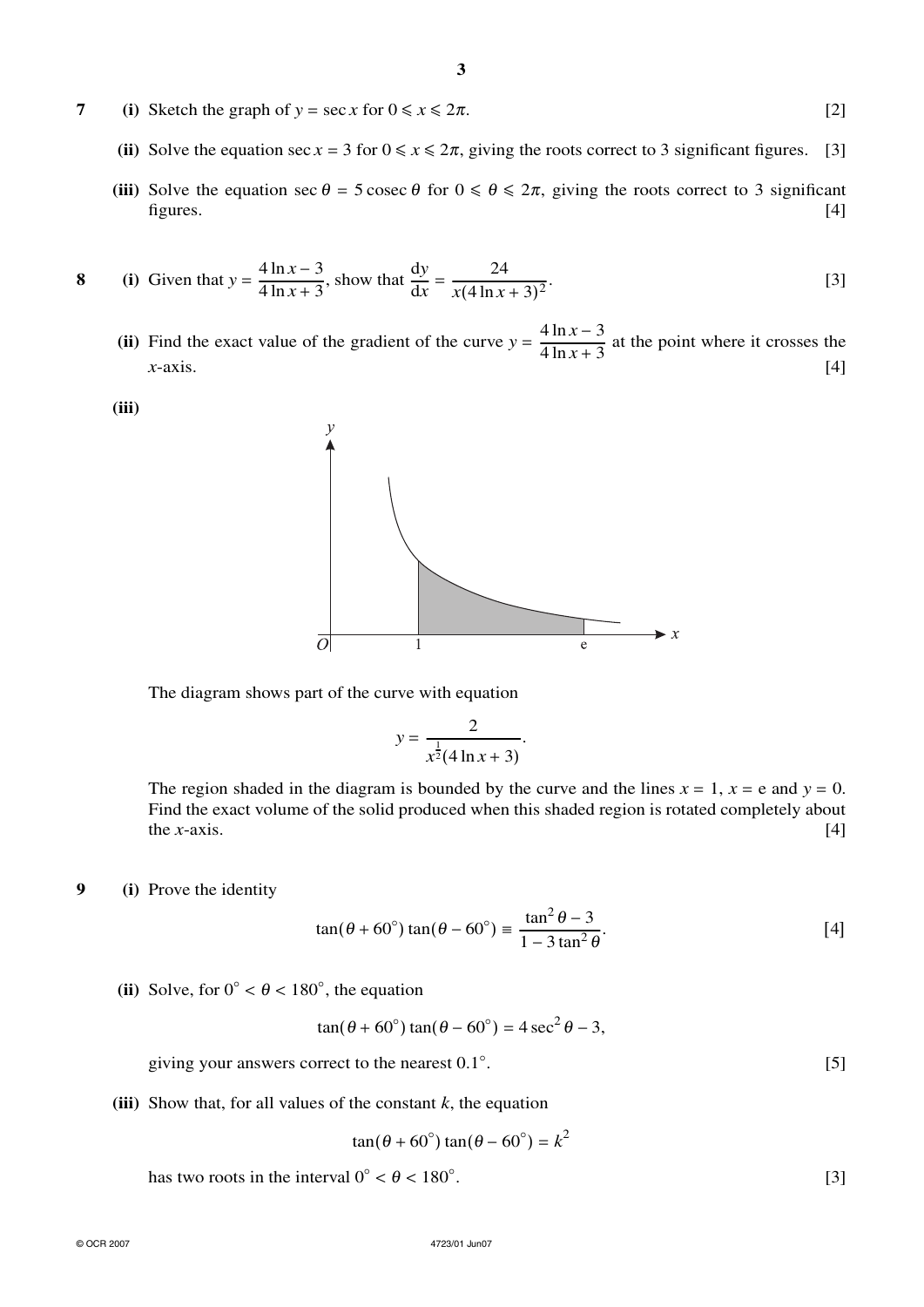**7** **(i)** Sketch the graph of $y = \sec x$ for $0 \leqslant x \leqslant 2\pi$. [2]

**(ii)** Solve the equation $\sec x = 3$ for $0 \leqslant x \leqslant 2\pi$, giving the roots correct to 3 significant figures. [3]

**(iii)** Solve the equation $\sec\theta = 5\operatorname{cosec}\theta$ for $0 \leqslant \theta \leqslant 2\pi$, giving the roots correct to 3 significant figures. [4]

**8** **(i)** Given that $y = \dfrac{4\ln x - 3}{4\ln x + 3}$, show that $\dfrac{\mathrm{d}y}{\mathrm{d}x} = \dfrac{24}{x(4\ln x + 3)^2}$. [3]

**(ii)** Find the exact value of the gradient of the curve $y = \dfrac{4\ln x - 3}{4\ln x + 3}$ at the point where it crosses the $x$-axis. [4]

**(iii)**

The diagram shows part of the curve with equation

$$y = \frac{2}{x^{\frac{1}{2}}(4\ln x + 3)}.$$

The region shaded in the diagram is bounded by the curve and the lines $x = 1$, $x = \mathrm{e}$ and $y = 0$. Find the exact volume of the solid produced when this shaded region is rotated completely about the $x$-axis. [4]

**9** **(i)** Prove the identity

$$\tan(\theta + 60^\circ)\tan(\theta - 60^\circ) \equiv \frac{\tan^2\theta - 3}{1 - 3\tan^2\theta}.$$ [4]

**(ii)** Solve, for $0^\circ < \theta < 180^\circ$, the equation

$$\tan(\theta + 60^\circ)\tan(\theta - 60^\circ) = 4\sec^2\theta - 3,$$

giving your answers correct to the nearest $0.1^\circ$. [5]

**(iii)** Show that, for all values of the constant $k$, the equation

$$\tan(\theta + 60^\circ)\tan(\theta - 60^\circ) = k^2$$

has two roots in the interval $0^\circ < \theta < 180^\circ$. [3]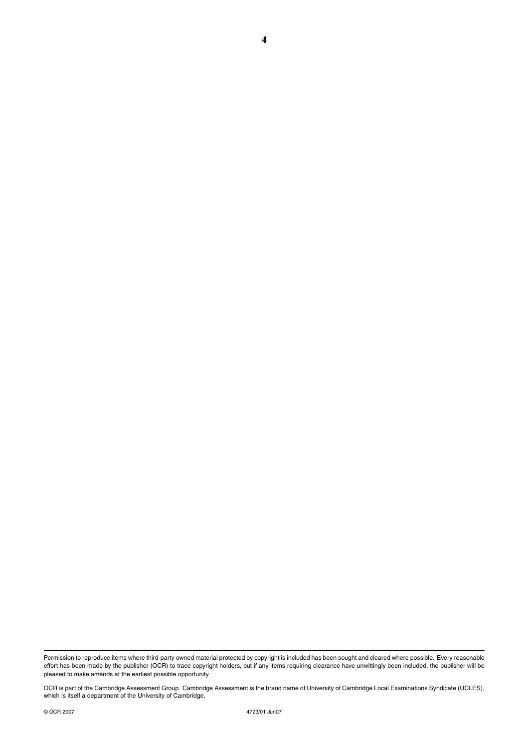Permission to reproduce items where third-party owned material protected by copyright is included has been sought and cleared where possible. Every reasonable effort has been made by the publisher (OCR) to trace copyright holders, but if any items requiring clearance have unwittingly been included, the publisher will be pleased to make amends at the earliest possible opportunity.

OCR is part of the Cambridge Assessment Group. Cambridge Assessment is the brand name of University of Cambridge Local Examinations Syndicate (UCLES), which is itself a department of the University of Cambridge.